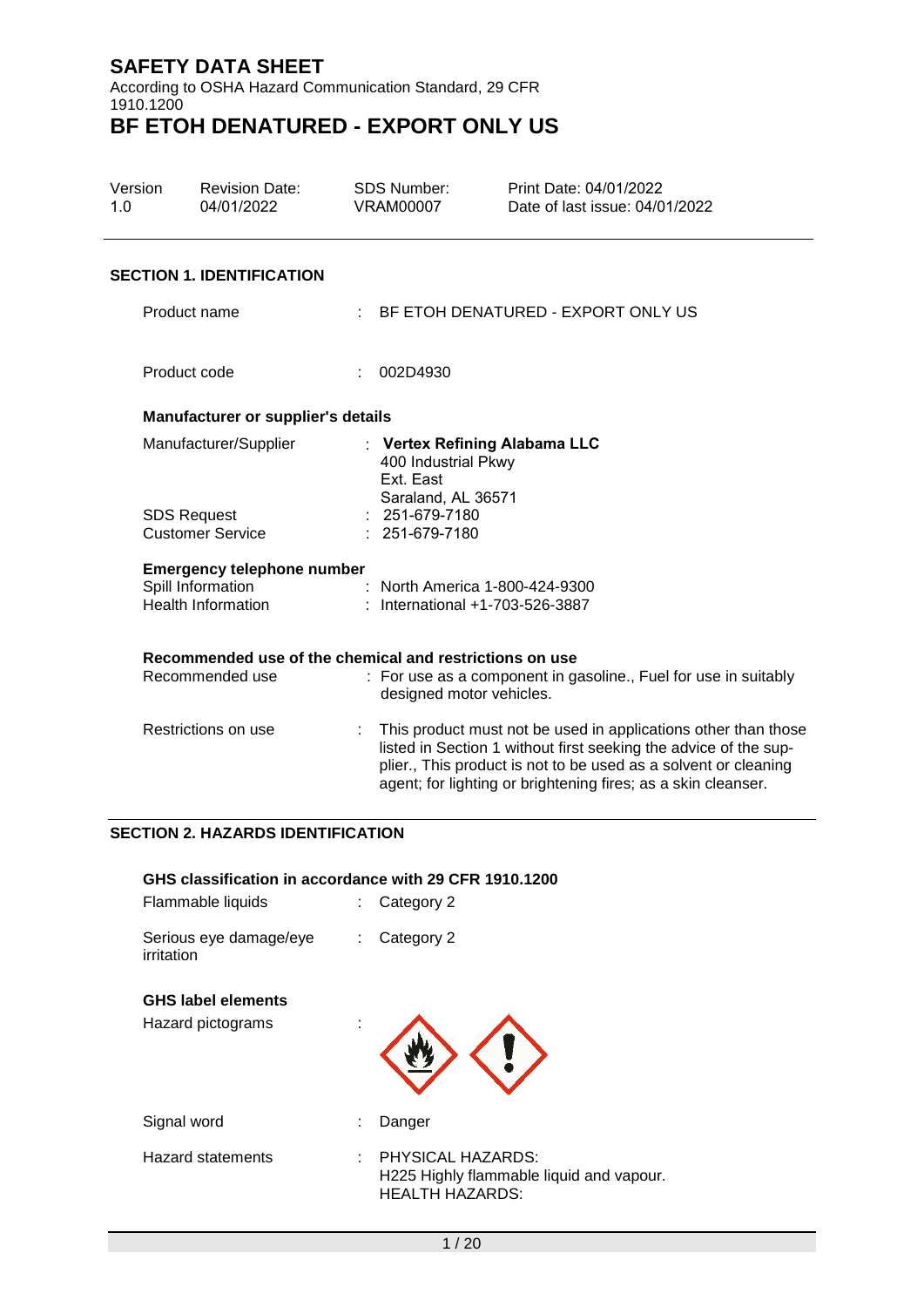# SAFETY DATA SHEET

According to OSHA Hazard Communication Standard, 29 CFR 1910.1200

# BF ETOH DENATURED - EXPORT ONLY US

| Version | Revision Date: | SDS Number: | Print Date: 04/01/2022 |
| --- | --- | --- | --- |
| 1.0 | 04/01/2022 | VRAM00007 | Date of last issue: 04/01/2022 |

## SECTION 1. IDENTIFICATION

Product name : BF ETOH DENATURED - EXPORT ONLY US

Product code : 002D4930

### Manufacturer or supplier's details

Manufacturer/Supplier : **Vertex Refining Alabama LLC**
400 Industrial Pkwy
Ext. East
Saraland, AL 36571

SDS Request : 251-679-7180

Customer Service : 251-679-7180

### Emergency telephone number

Spill Information : North America 1-800-424-9300

Health Information : International +1-703-526-3887

### Recommended use of the chemical and restrictions on use

Recommended use : For use as a component in gasoline., Fuel for use in suitably designed motor vehicles.

Restrictions on use : This product must not be used in applications other than those listed in Section 1 without first seeking the advice of the supplier., This product is not to be used as a solvent or cleaning agent; for lighting or brightening fires; as a skin cleanser.

## SECTION 2. HAZARDS IDENTIFICATION

### GHS classification in accordance with 29 CFR 1910.1200

Flammable liquids : Category 2

Serious eye damage/eye irritation : Category 2

### GHS label elements

Hazard pictograms :

Signal word : Danger

Hazard statements : PHYSICAL HAZARDS:
H225 Highly flammable liquid and vapour.
HEALTH HAZARDS: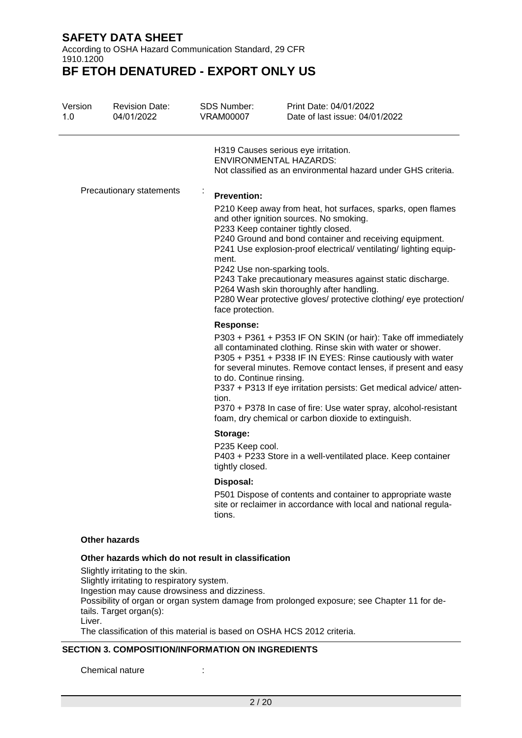H319 Causes serious eye irritation.
ENVIRONMENTAL HAZARDS:
Not classified as an environmental hazard under GHS criteria.

Precautionary statements :

**Prevention:**

P210 Keep away from heat, hot surfaces, sparks, open flames and other ignition sources. No smoking.
P233 Keep container tightly closed.
P240 Ground and bond container and receiving equipment.
P241 Use explosion-proof electrical/ ventilating/ lighting equipment.
P242 Use non-sparking tools.
P243 Take precautionary measures against static discharge.
P264 Wash skin thoroughly after handling.
P280 Wear protective gloves/ protective clothing/ eye protection/ face protection.

**Response:**

P303 + P361 + P353 IF ON SKIN (or hair): Take off immediately all contaminated clothing. Rinse skin with water or shower.
P305 + P351 + P338 IF IN EYES: Rinse cautiously with water for several minutes. Remove contact lenses, if present and easy to do. Continue rinsing.
P337 + P313 If eye irritation persists: Get medical advice/ attention.
P370 + P378 In case of fire: Use water spray, alcohol-resistant foam, dry chemical or carbon dioxide to extinguish.

**Storage:**

P235 Keep cool.
P403 + P233 Store in a well-ventilated place. Keep container tightly closed.

**Disposal:**

P501 Dispose of contents and container to appropriate waste site or reclaimer in accordance with local and national regulations.

**Other hazards**

**Other hazards which do not result in classification**

Slightly irritating to the skin.
Slightly irritating to respiratory system.
Ingestion may cause drowsiness and dizziness.
Possibility of organ or organ system damage from prolonged exposure; see Chapter 11 for details. Target organ(s):
Liver.
The classification of this material is based on OSHA HCS 2012 criteria.

## SECTION 3. COMPOSITION/INFORMATION ON INGREDIENTS

Chemical nature :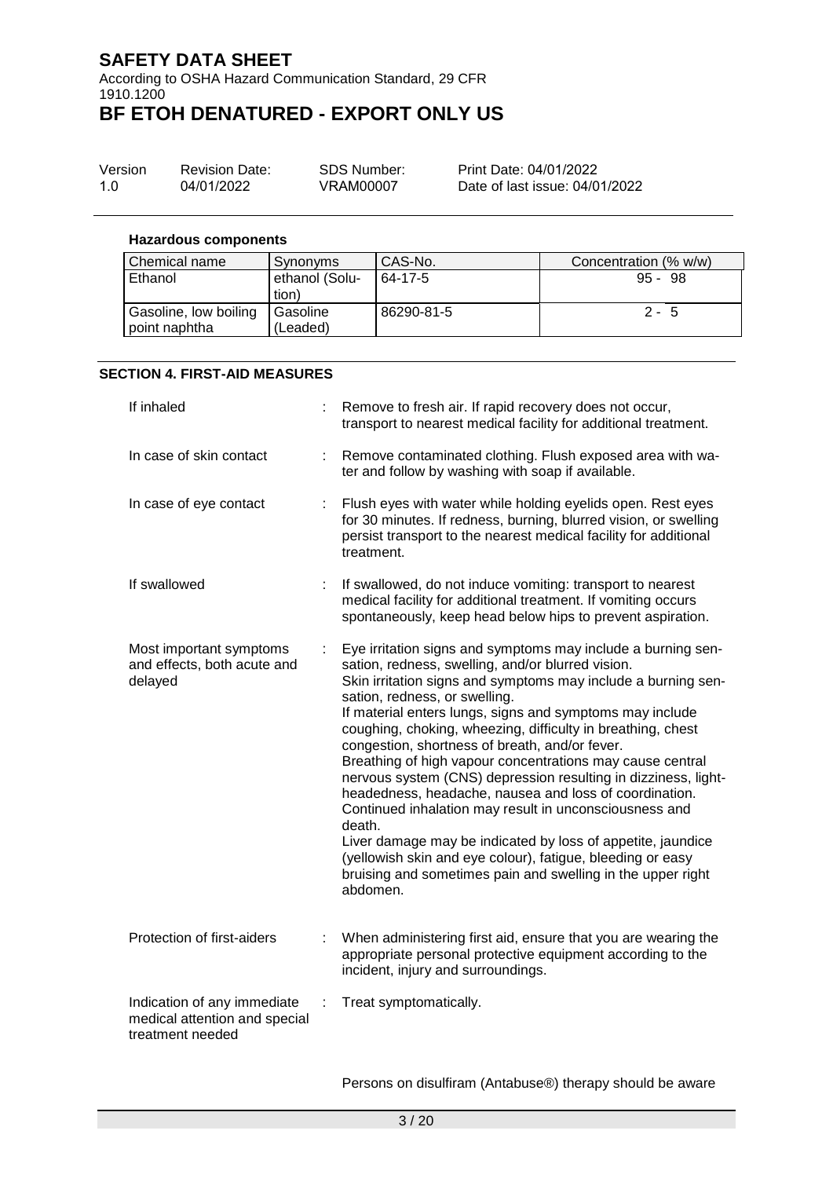**Hazardous components**

| Chemical name | Synonyms | CAS-No. | Concentration (% w/w) |
|---|---|---|---|
| Ethanol | ethanol (Solution) | 64-17-5 | 95 - 98 |
| Gasoline, low boiling point naphtha | Gasoline (Leaded) | 86290-81-5 | 2 - 5 |

## SECTION 4. FIRST-AID MEASURES

If inhaled : Remove to fresh air. If rapid recovery does not occur, transport to nearest medical facility for additional treatment.

In case of skin contact : Remove contaminated clothing. Flush exposed area with water and follow by washing with soap if available.

In case of eye contact : Flush eyes with water while holding eyelids open. Rest eyes for 30 minutes. If redness, burning, blurred vision, or swelling persist transport to the nearest medical facility for additional treatment.

If swallowed : If swallowed, do not induce vomiting: transport to nearest medical facility for additional treatment. If vomiting occurs spontaneously, keep head below hips to prevent aspiration.

Most important symptoms and effects, both acute and delayed : Eye irritation signs and symptoms may include a burning sensation, redness, swelling, and/or blurred vision.
Skin irritation signs and symptoms may include a burning sensation, redness, or swelling.
If material enters lungs, signs and symptoms may include coughing, choking, wheezing, difficulty in breathing, chest congestion, shortness of breath, and/or fever.
Breathing of high vapour concentrations may cause central nervous system (CNS) depression resulting in dizziness, light-headedness, headache, nausea and loss of coordination. Continued inhalation may result in unconsciousness and death.
Liver damage may be indicated by loss of appetite, jaundice (yellowish skin and eye colour), fatigue, bleeding or easy bruising and sometimes pain and swelling in the upper right abdomen.

Protection of first-aiders : When administering first aid, ensure that you are wearing the appropriate personal protective equipment according to the incident, injury and surroundings.

Indication of any immediate medical attention and special treatment needed : Treat symptomatically.

Persons on disulfiram (Antabuse®) therapy should be aware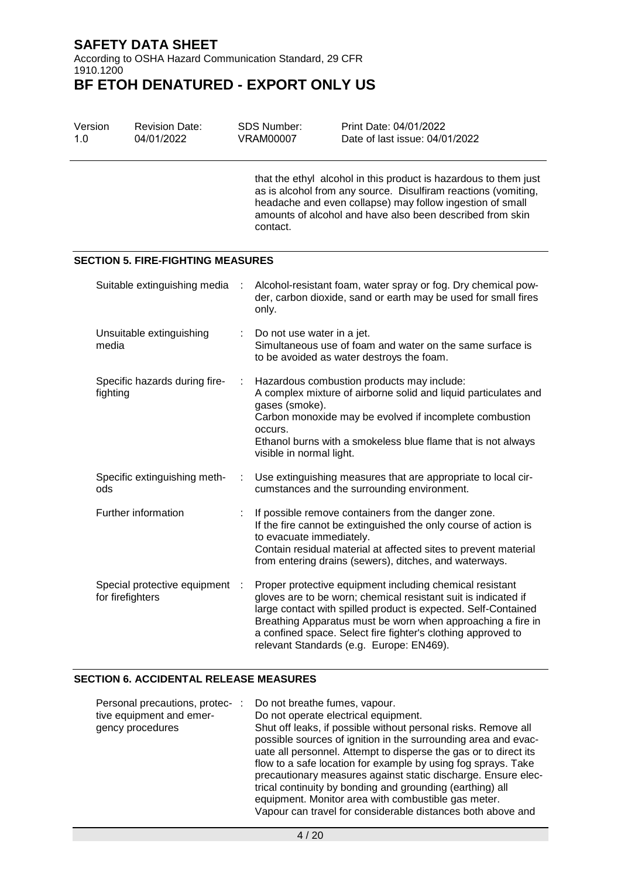that the ethyl alcohol in this product is hazardous to them just as is alcohol from any source. Disulfiram reactions (vomiting, headache and even collapse) may follow ingestion of small amounts of alcohol and have also been described from skin contact.

## SECTION 5. FIRE-FIGHTING MEASURES

| | |
|---|---|
| Suitable extinguishing media | Alcohol-resistant foam, water spray or fog. Dry chemical powder, carbon dioxide, sand or earth may be used for small fires only. |
| Unsuitable extinguishing media | Do not use water in a jet.<br>Simultaneous use of foam and water on the same surface is to be avoided as water destroys the foam. |
| Specific hazards during firefighting | Hazardous combustion products may include:<br>A complex mixture of airborne solid and liquid particulates and gases (smoke).<br>Carbon monoxide may be evolved if incomplete combustion occurs.<br>Ethanol burns with a smokeless blue flame that is not always visible in normal light. |
| Specific extinguishing methods | Use extinguishing measures that are appropriate to local circumstances and the surrounding environment. |
| Further information | If possible remove containers from the danger zone.<br>If the fire cannot be extinguished the only course of action is to evacuate immediately.<br>Contain residual material at affected sites to prevent material from entering drains (sewers), ditches, and waterways. |
| Special protective equipment for firefighters | Proper protective equipment including chemical resistant gloves are to be worn; chemical resistant suit is indicated if large contact with spilled product is expected. Self-Contained Breathing Apparatus must be worn when approaching a fire in a confined space. Select fire fighter's clothing approved to relevant Standards (e.g. Europe: EN469). |

## SECTION 6. ACCIDENTAL RELEASE MEASURES

| | |
|---|---|
| Personal precautions, protective equipment and emergency procedures | Do not breathe fumes, vapour.<br>Do not operate electrical equipment.<br>Shut off leaks, if possible without personal risks. Remove all possible sources of ignition in the surrounding area and evacuate all personnel. Attempt to disperse the gas or to direct its flow to a safe location for example by using fog sprays. Take precautionary measures against static discharge. Ensure electrical continuity by bonding and grounding (earthing) all equipment. Monitor area with combustible gas meter.<br>Vapour can travel for considerable distances both above and |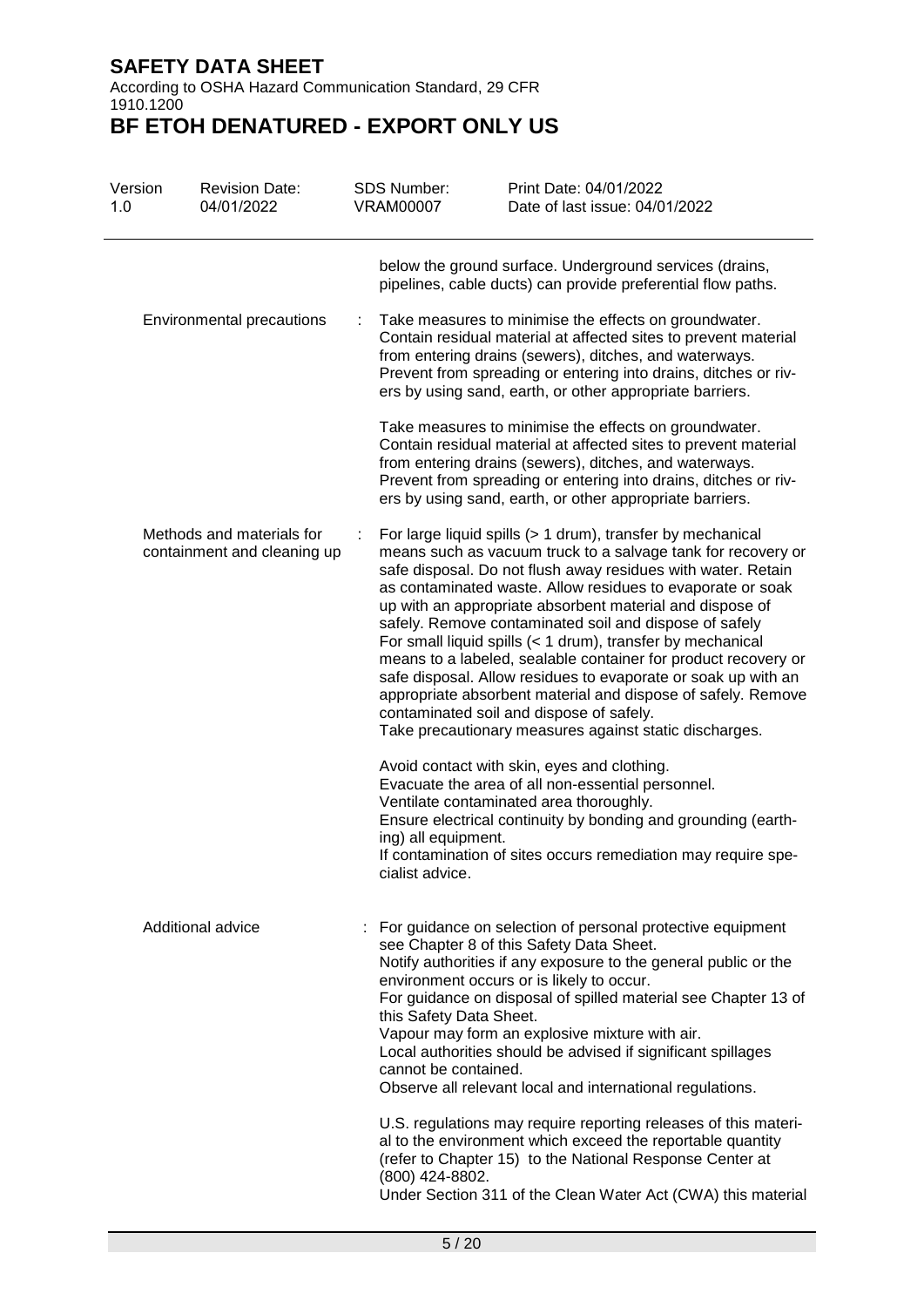below the ground surface. Underground services (drains, pipelines, cable ducts) can provide preferential flow paths.

| | |
|---|---|
| Environmental precautions | Take measures to minimise the effects on groundwater.<br>Contain residual material at affected sites to prevent material from entering drains (sewers), ditches, and waterways.<br>Prevent from spreading or entering into drains, ditches or rivers by using sand, earth, or other appropriate barriers.<br><br>Take measures to minimise the effects on groundwater.<br>Contain residual material at affected sites to prevent material from entering drains (sewers), ditches, and waterways.<br>Prevent from spreading or entering into drains, ditches or rivers by using sand, earth, or other appropriate barriers. |
| Methods and materials for containment and cleaning up | For large liquid spills (> 1 drum), transfer by mechanical means such as vacuum truck to a salvage tank for recovery or safe disposal. Do not flush away residues with water. Retain as contaminated waste. Allow residues to evaporate or soak up with an appropriate absorbent material and dispose of safely. Remove contaminated soil and dispose of safely<br>For small liquid spills (< 1 drum), transfer by mechanical means to a labeled, sealable container for product recovery or safe disposal. Allow residues to evaporate or soak up with an appropriate absorbent material and dispose of safely. Remove contaminated soil and dispose of safely.<br>Take precautionary measures against static discharges.<br><br>Avoid contact with skin, eyes and clothing.<br>Evacuate the area of all non-essential personnel.<br>Ventilate contaminated area thoroughly.<br>Ensure electrical continuity by bonding and grounding (earthing) all equipment.<br>If contamination of sites occurs remediation may require specialist advice. |
| Additional advice | For guidance on selection of personal protective equipment see Chapter 8 of this Safety Data Sheet.<br>Notify authorities if any exposure to the general public or the environment occurs or is likely to occur.<br>For guidance on disposal of spilled material see Chapter 13 of this Safety Data Sheet.<br>Vapour may form an explosive mixture with air.<br>Local authorities should be advised if significant spillages cannot be contained.<br>Observe all relevant local and international regulations.<br><br>U.S. regulations may require reporting releases of this material to the environment which exceed the reportable quantity (refer to Chapter 15) to the National Response Center at (800) 424-8802.<br>Under Section 311 of the Clean Water Act (CWA) this material |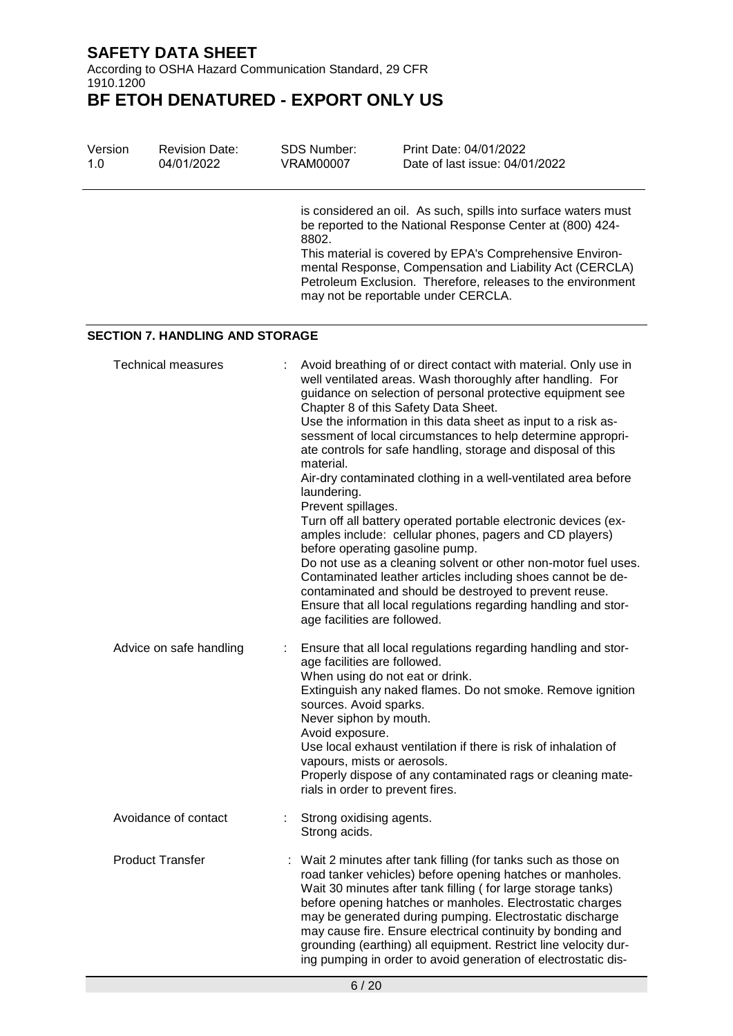is considered an oil. As such, spills into surface waters must be reported to the National Response Center at (800) 424-8802.
This material is covered by EPA's Comprehensive Environmental Response, Compensation and Liability Act (CERCLA) Petroleum Exclusion. Therefore, releases to the environment may not be reportable under CERCLA.

## SECTION 7. HANDLING AND STORAGE

| | |
|---|---|
| Technical measures | : Avoid breathing of or direct contact with material. Only use in well ventilated areas. Wash thoroughly after handling. For guidance on selection of personal protective equipment see Chapter 8 of this Safety Data Sheet.<br>Use the information in this data sheet as input to a risk assessment of local circumstances to help determine appropriate controls for safe handling, storage and disposal of this material.<br>Air-dry contaminated clothing in a well-ventilated area before laundering.<br>Prevent spillages.<br>Turn off all battery operated portable electronic devices (examples include: cellular phones, pagers and CD players) before operating gasoline pump.<br>Do not use as a cleaning solvent or other non-motor fuel uses.<br>Contaminated leather articles including shoes cannot be decontaminated and should be destroyed to prevent reuse.<br>Ensure that all local regulations regarding handling and storage facilities are followed. |
| Advice on safe handling | : Ensure that all local regulations regarding handling and storage facilities are followed.<br>When using do not eat or drink.<br>Extinguish any naked flames. Do not smoke. Remove ignition sources. Avoid sparks.<br>Never siphon by mouth.<br>Avoid exposure.<br>Use local exhaust ventilation if there is risk of inhalation of vapours, mists or aerosols.<br>Properly dispose of any contaminated rags or cleaning materials in order to prevent fires. |
| Avoidance of contact | : Strong oxidising agents.<br>Strong acids. |
| Product Transfer | : Wait 2 minutes after tank filling (for tanks such as those on road tanker vehicles) before opening hatches or manholes. Wait 30 minutes after tank filling ( for large storage tanks) before opening hatches or manholes. Electrostatic charges may be generated during pumping. Electrostatic discharge may cause fire. Ensure electrical continuity by bonding and grounding (earthing) all equipment. Restrict line velocity during pumping in order to avoid generation of electrostatic dis- |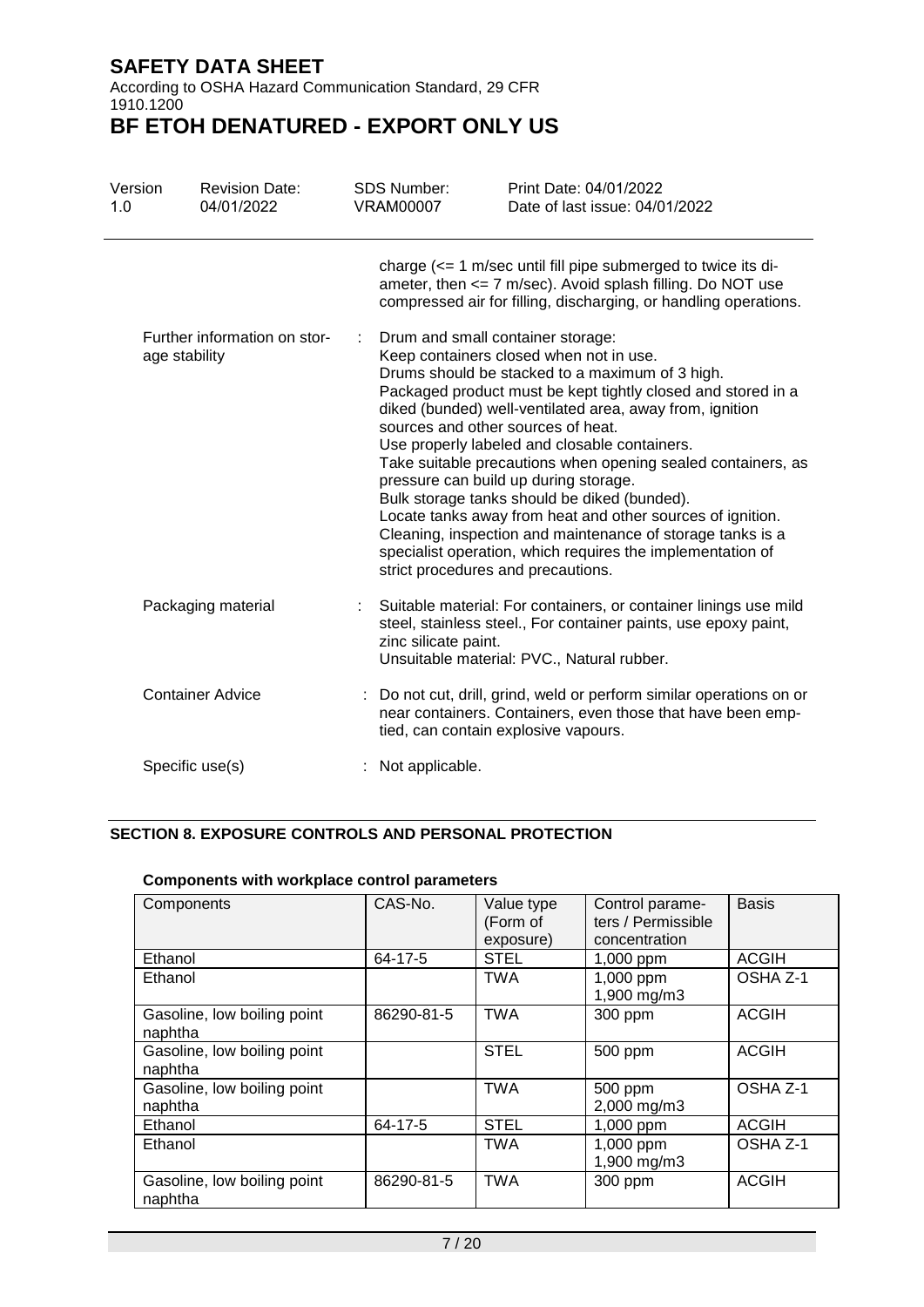charge (<= 1 m/sec until fill pipe submerged to twice its diameter, then <= 7 m/sec). Avoid splash filling. Do NOT use compressed air for filling, discharging, or handling operations.

Further information on storage stability : Drum and small container storage:
Keep containers closed when not in use.
Drums should be stacked to a maximum of 3 high.
Packaged product must be kept tightly closed and stored in a diked (bunded) well-ventilated area, away from, ignition sources and other sources of heat.
Use properly labeled and closable containers.
Take suitable precautions when opening sealed containers, as pressure can build up during storage.
Bulk storage tanks should be diked (bunded).
Locate tanks away from heat and other sources of ignition.
Cleaning, inspection and maintenance of storage tanks is a specialist operation, which requires the implementation of strict procedures and precautions.

Packaging material : Suitable material: For containers, or container linings use mild steel, stainless steel., For container paints, use epoxy paint, zinc silicate paint.
Unsuitable material: PVC., Natural rubber.

Container Advice : Do not cut, drill, grind, weld or perform similar operations on or near containers. Containers, even those that have been emptied, can contain explosive vapours.

Specific use(s) : Not applicable.

## SECTION 8. EXPOSURE CONTROLS AND PERSONAL PROTECTION

**Components with workplace control parameters**

| Components | CAS-No. | Value type (Form of exposure) | Control parameters / Permissible concentration | Basis |
|---|---|---|---|---|
| Ethanol | 64-17-5 | STEL | 1,000 ppm | ACGIH |
| Ethanol | | TWA | 1,000 ppm<br>1,900 mg/m3 | OSHA Z-1 |
| Gasoline, low boiling point naphtha | 86290-81-5 | TWA | 300 ppm | ACGIH |
| Gasoline, low boiling point naphtha | | STEL | 500 ppm | ACGIH |
| Gasoline, low boiling point naphtha | | TWA | 500 ppm<br>2,000 mg/m3 | OSHA Z-1 |
| Ethanol | 64-17-5 | STEL | 1,000 ppm | ACGIH |
| Ethanol | | TWA | 1,000 ppm<br>1,900 mg/m3 | OSHA Z-1 |
| Gasoline, low boiling point naphtha | 86290-81-5 | TWA | 300 ppm | ACGIH |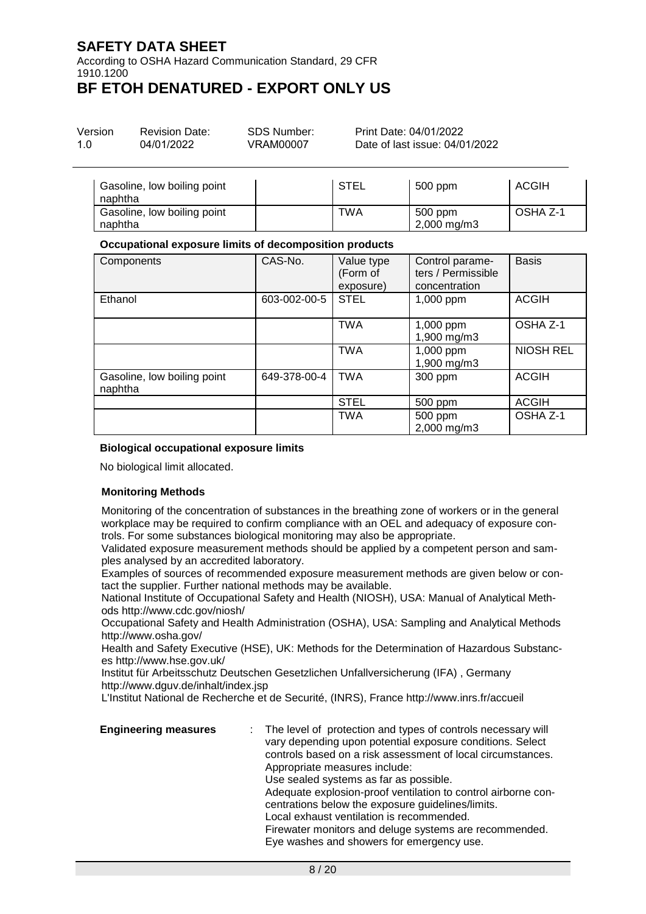| | | | | |
|---|---|---|---|---|
| Gasoline, low boiling point naphtha | | STEL | 500 ppm | ACGIH |
| Gasoline, low boiling point naphtha | | TWA | 500 ppm<br>2,000 mg/m3 | OSHA Z-1 |

**Occupational exposure limits of decomposition products**

| Components | CAS-No. | Value type (Form of exposure) | Control parameters / Permissible concentration | Basis |
|---|---|---|---|---|
| Ethanol | 603-002-00-5 | STEL | 1,000 ppm | ACGIH |
| | | TWA | 1,000 ppm<br>1,900 mg/m3 | OSHA Z-1 |
| | | TWA | 1,000 ppm<br>1,900 mg/m3 | NIOSH REL |
| Gasoline, low boiling point naphtha | 649-378-00-4 | TWA | 300 ppm | ACGIH |
| | | STEL | 500 ppm | ACGIH |
| | | TWA | 500 ppm<br>2,000 mg/m3 | OSHA Z-1 |

**Biological occupational exposure limits**

No biological limit allocated.

**Monitoring Methods**

Monitoring of the concentration of substances in the breathing zone of workers or in the general workplace may be required to confirm compliance with an OEL and adequacy of exposure controls. For some substances biological monitoring may also be appropriate.
Validated exposure measurement methods should be applied by a competent person and samples analysed by an accredited laboratory.
Examples of sources of recommended exposure measurement methods are given below or contact the supplier. Further national methods may be available.
National Institute of Occupational Safety and Health (NIOSH), USA: Manual of Analytical Methods http://www.cdc.gov/niosh/
Occupational Safety and Health Administration (OSHA), USA: Sampling and Analytical Methods http://www.osha.gov/
Health and Safety Executive (HSE), UK: Methods for the Determination of Hazardous Substances http://www.hse.gov.uk/
Institut für Arbeitsschutz Deutschen Gesetzlichen Unfallversicherung (IFA) , Germany http://www.dguv.de/inhalt/index.jsp
L'Institut National de Recherche et de Securité, (INRS), France http://www.inrs.fr/accueil

**Engineering measures** : The level of protection and types of controls necessary will vary depending upon potential exposure conditions. Select controls based on a risk assessment of local circumstances.
Appropriate measures include:
Use sealed systems as far as possible.
Adequate explosion-proof ventilation to control airborne concentrations below the exposure guidelines/limits.
Local exhaust ventilation is recommended.
Firewater monitors and deluge systems are recommended.
Eye washes and showers for emergency use.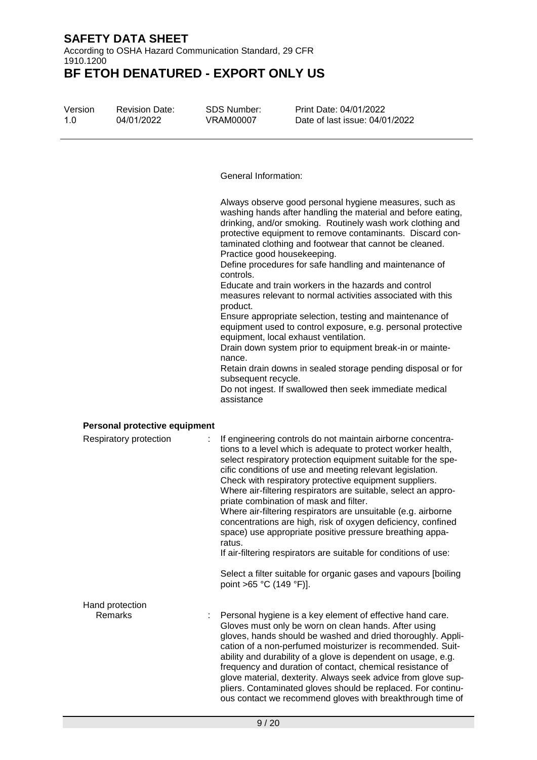General Information:

Always observe good personal hygiene measures, such as washing hands after handling the material and before eating, drinking, and/or smoking. Routinely wash work clothing and protective equipment to remove contaminants. Discard contaminated clothing and footwear that cannot be cleaned.
Practice good housekeeping.
Define procedures for safe handling and maintenance of controls.
Educate and train workers in the hazards and control measures relevant to normal activities associated with this product.
Ensure appropriate selection, testing and maintenance of equipment used to control exposure, e.g. personal protective equipment, local exhaust ventilation.
Drain down system prior to equipment break-in or maintenance.
Retain drain downs in sealed storage pending disposal or for subsequent recycle.
Do not ingest. If swallowed then seek immediate medical assistance

**Personal protective equipment**

Respiratory protection : If engineering controls do not maintain airborne concentrations to a level which is adequate to protect worker health, select respiratory protection equipment suitable for the specific conditions of use and meeting relevant legislation.
Check with respiratory protective equipment suppliers.
Where air-filtering respirators are suitable, select an appropriate combination of mask and filter.
Where air-filtering respirators are unsuitable (e.g. airborne concentrations are high, risk of oxygen deficiency, confined space) use appropriate positive pressure breathing apparatus.
If air-filtering respirators are suitable for conditions of use:

Select a filter suitable for organic gases and vapours [boiling point >65 °C (149 °F)].

Hand protection

Remarks : Personal hygiene is a key element of effective hand care. Gloves must only be worn on clean hands. After using gloves, hands should be washed and dried thoroughly. Application of a non-perfumed moisturizer is recommended. Suitability and durability of a glove is dependent on usage, e.g. frequency and duration of contact, chemical resistance of glove material, dexterity. Always seek advice from glove suppliers. Contaminated gloves should be replaced. For continuous contact we recommend gloves with breakthrough time of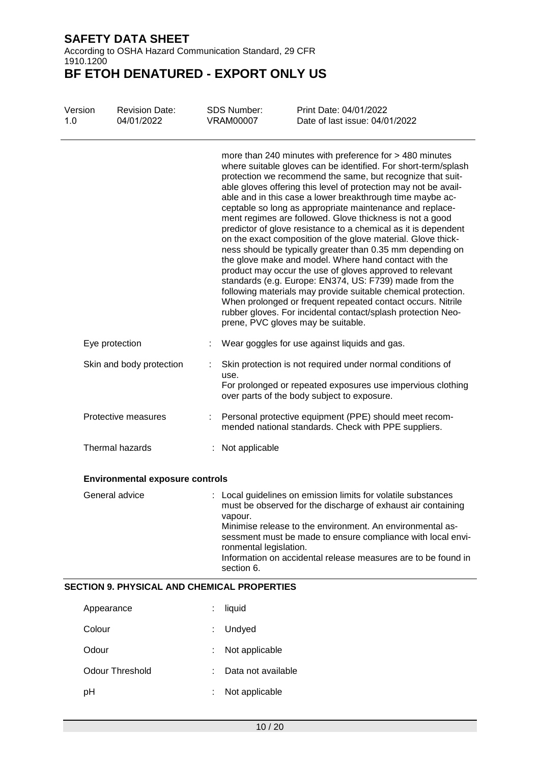more than 240 minutes with preference for > 480 minutes where suitable gloves can be identified. For short-term/splash protection we recommend the same, but recognize that suitable gloves offering this level of protection may not be available and in this case a lower breakthrough time maybe acceptable so long as appropriate maintenance and replacement regimes are followed. Glove thickness is not a good predictor of glove resistance to a chemical as it is dependent on the exact composition of the glove material. Glove thickness should be typically greater than 0.35 mm depending on the glove make and model. Where hand contact with the product may occur the use of gloves approved to relevant standards (e.g. Europe: EN374, US: F739) made from the following materials may provide suitable chemical protection. When prolonged or frequent repeated contact occurs. Nitrile rubber gloves. For incidental contact/splash protection Neoprene, PVC gloves may be suitable.

| | | |
|---|---|---|
| Eye protection | : | Wear goggles for use against liquids and gas. |
| Skin and body protection | : | Skin protection is not required under normal conditions of use.<br>For prolonged or repeated exposures use impervious clothing over parts of the body subject to exposure. |
| Protective measures | : | Personal protective equipment (PPE) should meet recommended national standards. Check with PPE suppliers. |
| Thermal hazards | : | Not applicable |

**Environmental exposure controls**

| | | |
|---|---|---|
| General advice | : | Local guidelines on emission limits for volatile substances must be observed for the discharge of exhaust air containing vapour.<br>Minimise release to the environment. An environmental assessment must be made to ensure compliance with local environmental legislation.<br>Information on accidental release measures are to be found in section 6. |

## SECTION 9. PHYSICAL AND CHEMICAL PROPERTIES

| | | |
|---|---|---|
| Appearance | : | liquid |
| Colour | : | Undyed |
| Odour | : | Not applicable |
| Odour Threshold | : | Data not available |
| pH | : | Not applicable |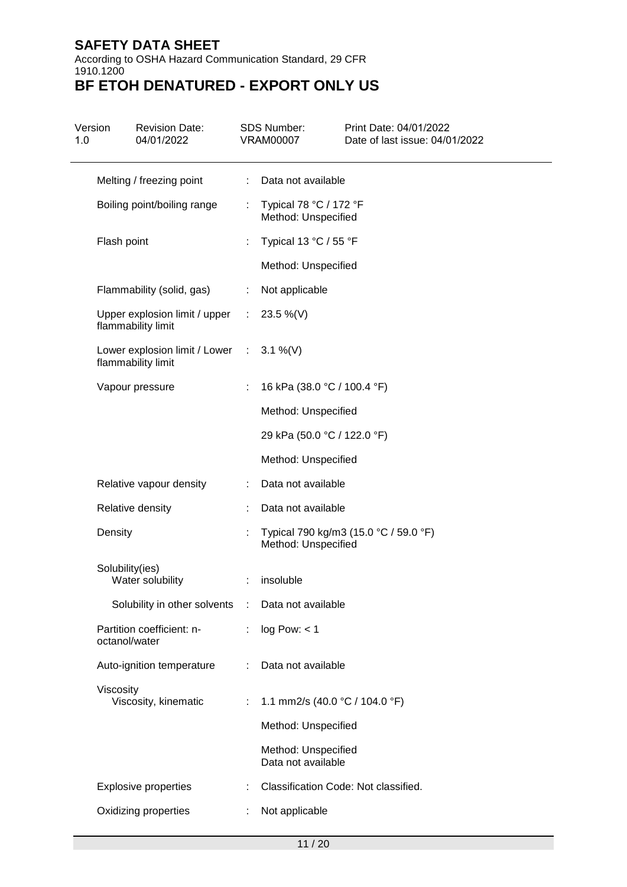| Property | | Value |
|---|---|---|
| Melting / freezing point | : | Data not available |
| Boiling point/boiling range | : | Typical 78 °C / 172 °F<br>Method: Unspecified |
| Flash point | : | Typical 13 °C / 55 °F<br><br>Method: Unspecified |
| Flammability (solid, gas) | : | Not applicable |
| Upper explosion limit / upper flammability limit | : | 23.5 %(V) |
| Lower explosion limit / Lower flammability limit | : | 3.1 %(V) |
| Vapour pressure | : | 16 kPa (38.0 °C / 100.4 °F)<br><br>Method: Unspecified<br><br>29 kPa (50.0 °C / 122.0 °F)<br><br>Method: Unspecified |
| Relative vapour density | : | Data not available |
| Relative density | : | Data not available |
| Density | : | Typical 790 kg/m3 (15.0 °C / 59.0 °F)<br>Method: Unspecified |
| Solubility(ies)<br>Water solubility | : | insoluble |
| Solubility in other solvents | : | Data not available |
| Partition coefficient: n-octanol/water | : | log Pow: < 1 |
| Auto-ignition temperature | : | Data not available |
| Viscosity<br>Viscosity, kinematic | : | 1.1 mm2/s (40.0 °C / 104.0 °F)<br><br>Method: Unspecified<br><br>Method: Unspecified<br>Data not available |
| Explosive properties | : | Classification Code: Not classified. |
| Oxidizing properties | : | Not applicable |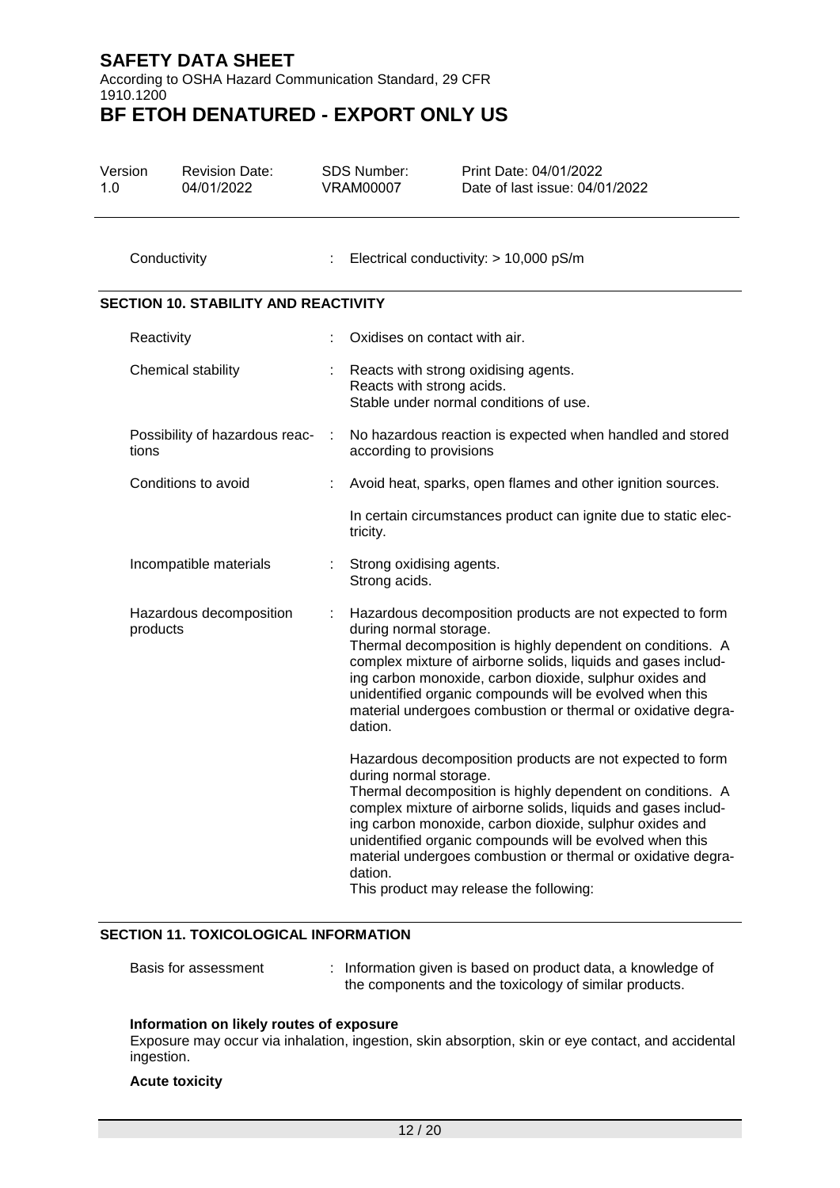| | | |
|---|---|---|
| Conductivity | : | Electrical conductivity: > 10,000 pS/m |

## SECTION 10. STABILITY AND REACTIVITY

| | | |
|---|---|---|
| Reactivity | : | Oxidises on contact with air. |
| Chemical stability | : | Reacts with strong oxidising agents.<br>Reacts with strong acids.<br>Stable under normal conditions of use. |
| Possibility of hazardous reactions | : | No hazardous reaction is expected when handled and stored according to provisions |
| Conditions to avoid | : | Avoid heat, sparks, open flames and other ignition sources.<br><br>In certain circumstances product can ignite due to static electricity. |
| Incompatible materials | : | Strong oxidising agents.<br>Strong acids. |
| Hazardous decomposition products | : | Hazardous decomposition products are not expected to form during normal storage.<br>Thermal decomposition is highly dependent on conditions. A complex mixture of airborne solids, liquids and gases including carbon monoxide, carbon dioxide, sulphur oxides and unidentified organic compounds will be evolved when this material undergoes combustion or thermal or oxidative degradation.<br><br>Hazardous decomposition products are not expected to form during normal storage.<br>Thermal decomposition is highly dependent on conditions. A complex mixture of airborne solids, liquids and gases including carbon monoxide, carbon dioxide, sulphur oxides and unidentified organic compounds will be evolved when this material undergoes combustion or thermal or oxidative degradation.<br>This product may release the following: |

## SECTION 11. TOXICOLOGICAL INFORMATION

| | | |
|---|---|---|
| Basis for assessment | : | Information given is based on product data, a knowledge of the components and the toxicology of similar products. |

**Information on likely routes of exposure**

Exposure may occur via inhalation, ingestion, skin absorption, skin or eye contact, and accidental ingestion.

**Acute toxicity**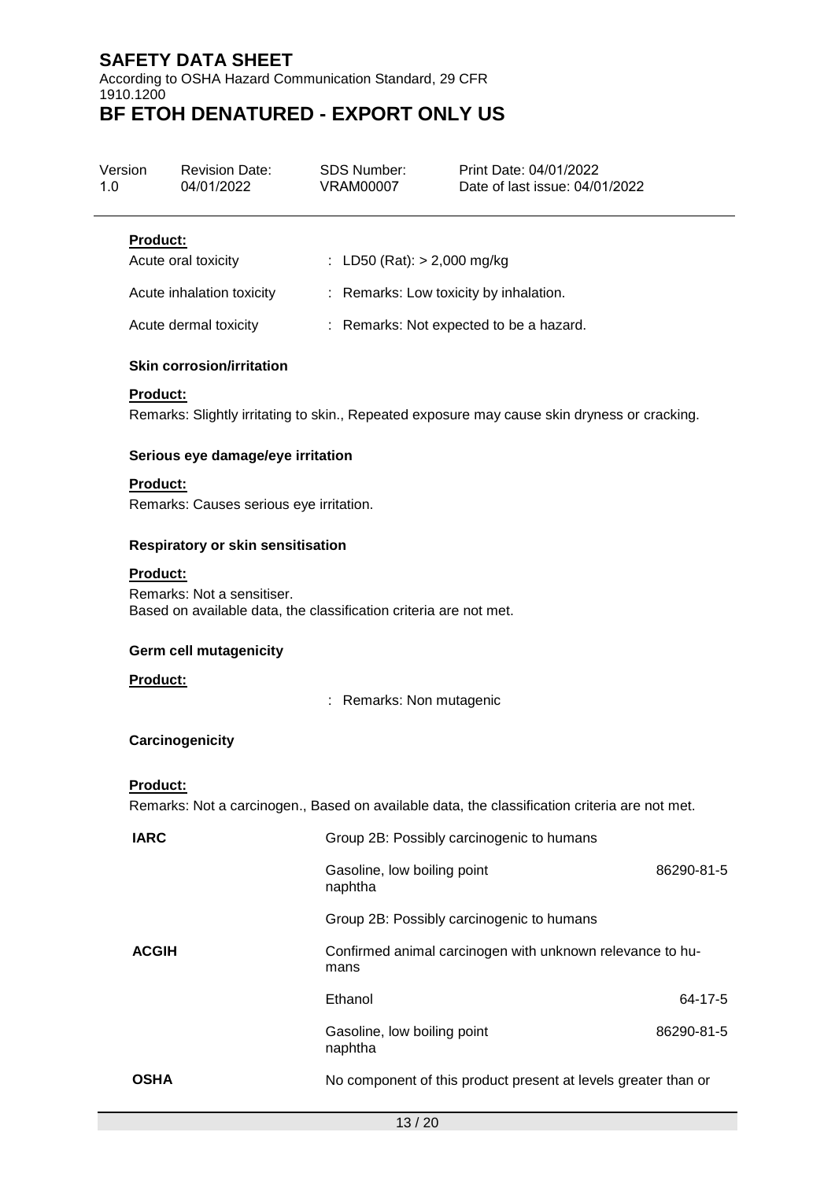**Product:**

| | |
|---|---|
| Acute oral toxicity | : LD50 (Rat): > 2,000 mg/kg |
| Acute inhalation toxicity | : Remarks: Low toxicity by inhalation. |
| Acute dermal toxicity | : Remarks: Not expected to be a hazard. |

**Skin corrosion/irritation**

**Product:**

Remarks: Slightly irritating to skin., Repeated exposure may cause skin dryness or cracking.

**Serious eye damage/eye irritation**

**Product:**

Remarks: Causes serious eye irritation.

**Respiratory or skin sensitisation**

**Product:**

Remarks: Not a sensitiser.
Based on available data, the classification criteria are not met.

**Germ cell mutagenicity**

**Product:**

: Remarks: Non mutagenic

**Carcinogenicity**

**Product:**

Remarks: Not a carcinogen., Based on available data, the classification criteria are not met.

| | | |
|---|---|---|
| **IARC** | Group 2B: Possibly carcinogenic to humans | |
| | Gasoline, low boiling point naphtha | 86290-81-5 |
| | Group 2B: Possibly carcinogenic to humans | |
| **ACGIH** | Confirmed animal carcinogen with unknown relevance to humans | |
| | Ethanol | 64-17-5 |
| | Gasoline, low boiling point naphtha | 86290-81-5 |
| **OSHA** | No component of this product present at levels greater than or | |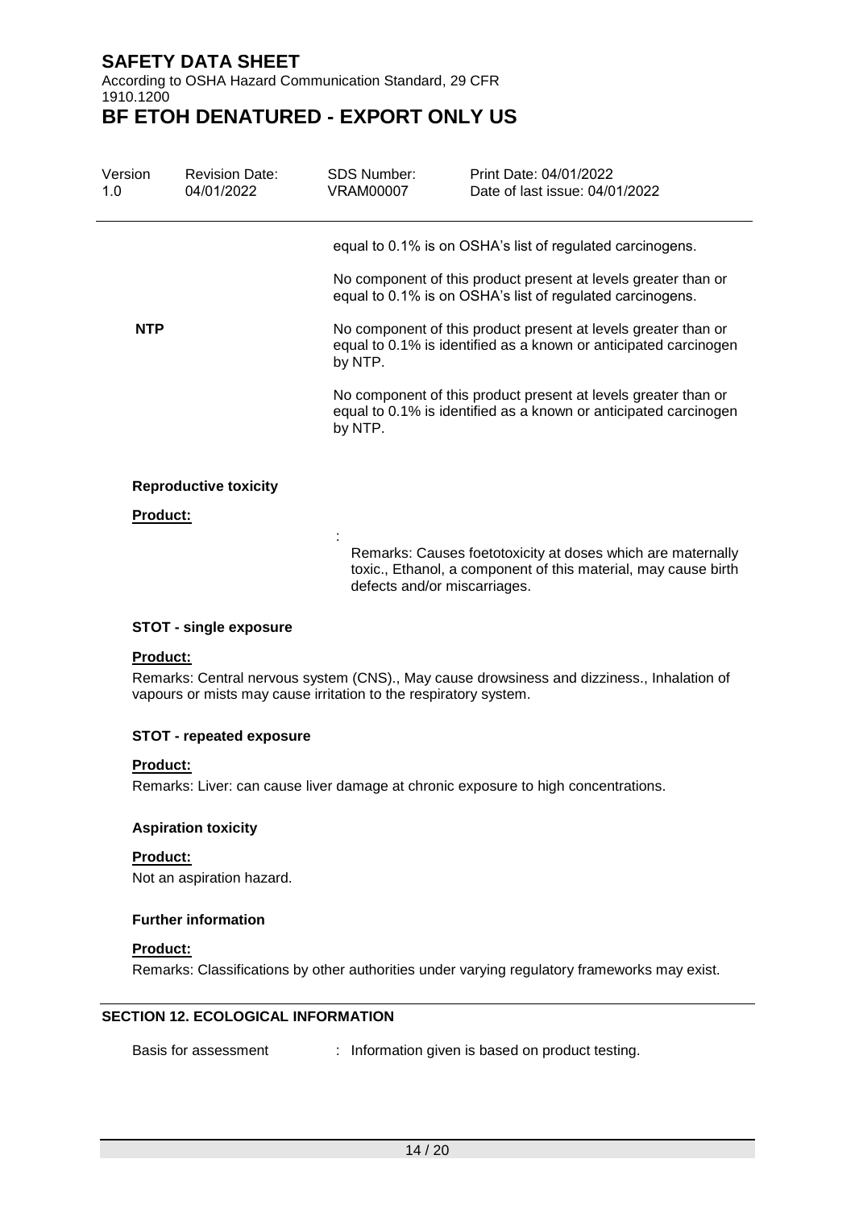equal to 0.1% is on OSHA's list of regulated carcinogens.

No component of this product present at levels greater than or equal to 0.1% is on OSHA's list of regulated carcinogens.

**NTP**

No component of this product present at levels greater than or equal to 0.1% is identified as a known or anticipated carcinogen by NTP.

No component of this product present at levels greater than or equal to 0.1% is identified as a known or anticipated carcinogen by NTP.

**Reproductive toxicity**

**Product:**

:
Remarks: Causes foetotoxicity at doses which are maternally toxic., Ethanol, a component of this material, may cause birth defects and/or miscarriages.

**STOT - single exposure**

**Product:**

Remarks: Central nervous system (CNS)., May cause drowsiness and dizziness., Inhalation of vapours or mists may cause irritation to the respiratory system.

**STOT - repeated exposure**

**Product:**

Remarks: Liver: can cause liver damage at chronic exposure to high concentrations.

**Aspiration toxicity**

**Product:**

Not an aspiration hazard.

**Further information**

**Product:**

Remarks: Classifications by other authorities under varying regulatory frameworks may exist.

## SECTION 12. ECOLOGICAL INFORMATION

Basis for assessment : Information given is based on product testing.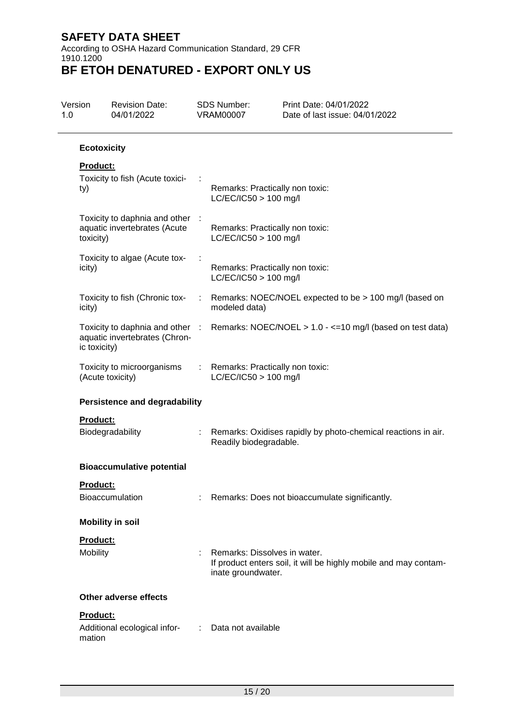**Ecotoxicity**

**Product:**

| | | |
|---|---|---|
| Toxicity to fish (Acute toxicity) | : | Remarks: Practically non toxic: LC/EC/IC50 > 100 mg/l |
| Toxicity to daphnia and other aquatic invertebrates (Acute toxicity) | : | Remarks: Practically non toxic: LC/EC/IC50 > 100 mg/l |
| Toxicity to algae (Acute toxicity) | : | Remarks: Practically non toxic: LC/EC/IC50 > 100 mg/l |
| Toxicity to fish (Chronic toxicity) | : | Remarks: NOEC/NOEL expected to be > 100 mg/l (based on modeled data) |
| Toxicity to daphnia and other aquatic invertebrates (Chronic toxicity) | : | Remarks: NOEC/NOEL > 1.0 - <=10 mg/l (based on test data) |
| Toxicity to microorganisms (Acute toxicity) | : | Remarks: Practically non toxic: LC/EC/IC50 > 100 mg/l |

**Persistence and degradability**

**Product:**

| | | |
|---|---|---|
| Biodegradability | : | Remarks: Oxidises rapidly by photo-chemical reactions in air. Readily biodegradable. |

**Bioaccumulative potential**

**Product:**

| | | |
|---|---|---|
| Bioaccumulation | : | Remarks: Does not bioaccumulate significantly. |

**Mobility in soil**

**Product:**

| | | |
|---|---|---|
| Mobility | : | Remarks: Dissolves in water. If product enters soil, it will be highly mobile and may contaminate groundwater. |

**Other adverse effects**

**Product:**

| | | |
|---|---|---|
| Additional ecological information | : | Data not available |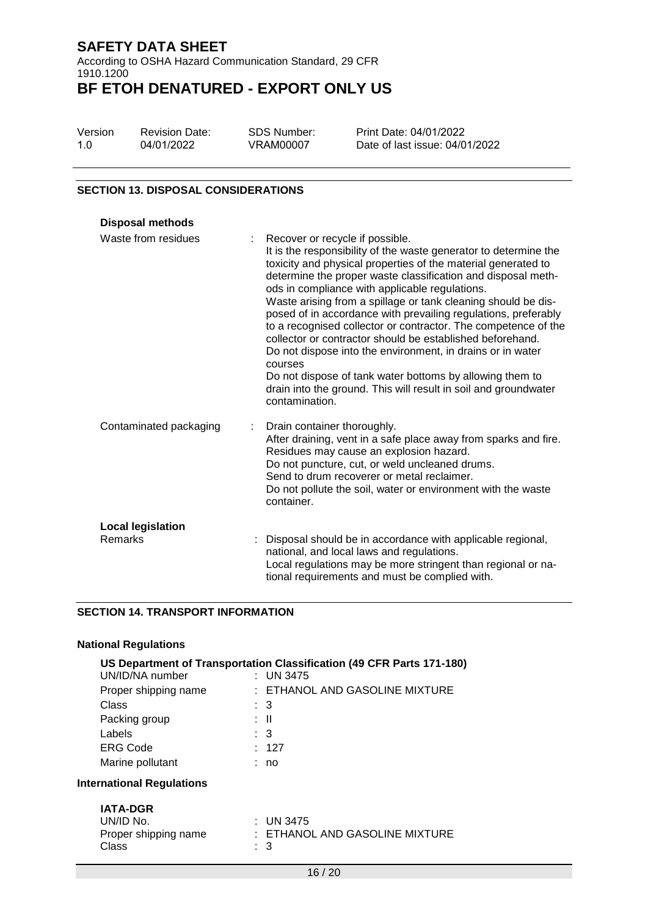## SECTION 13. DISPOSAL CONSIDERATIONS

**Disposal methods**

Waste from residues : Recover or recycle if possible.
It is the responsibility of the waste generator to determine the toxicity and physical properties of the material generated to determine the proper waste classification and disposal methods in compliance with applicable regulations.
Waste arising from a spillage or tank cleaning should be disposed of in accordance with prevailing regulations, preferably to a recognised collector or contractor. The competence of the collector or contractor should be established beforehand.
Do not dispose into the environment, in drains or in water courses
Do not dispose of tank water bottoms by allowing them to drain into the ground. This will result in soil and groundwater contamination.

Contaminated packaging : Drain container thoroughly.
After draining, vent in a safe place away from sparks and fire.
Residues may cause an explosion hazard.
Do not puncture, cut, or weld uncleaned drums.
Send to drum recoverer or metal reclaimer.
Do not pollute the soil, water or environment with the waste container.

**Local legislation**

Remarks : Disposal should be in accordance with applicable regional, national, and local laws and regulations.
Local regulations may be more stringent than regional or national requirements and must be complied with.

## SECTION 14. TRANSPORT INFORMATION

**National Regulations**

**US Department of Transportation Classification (49 CFR Parts 171-180)**

UN/ID/NA number : UN 3475
Proper shipping name : ETHANOL AND GASOLINE MIXTURE
Class : 3
Packing group : II
Labels : 3
ERG Code : 127
Marine pollutant : no

**International Regulations**

**IATA-DGR**

UN/ID No. : UN 3475
Proper shipping name : ETHANOL AND GASOLINE MIXTURE
Class : 3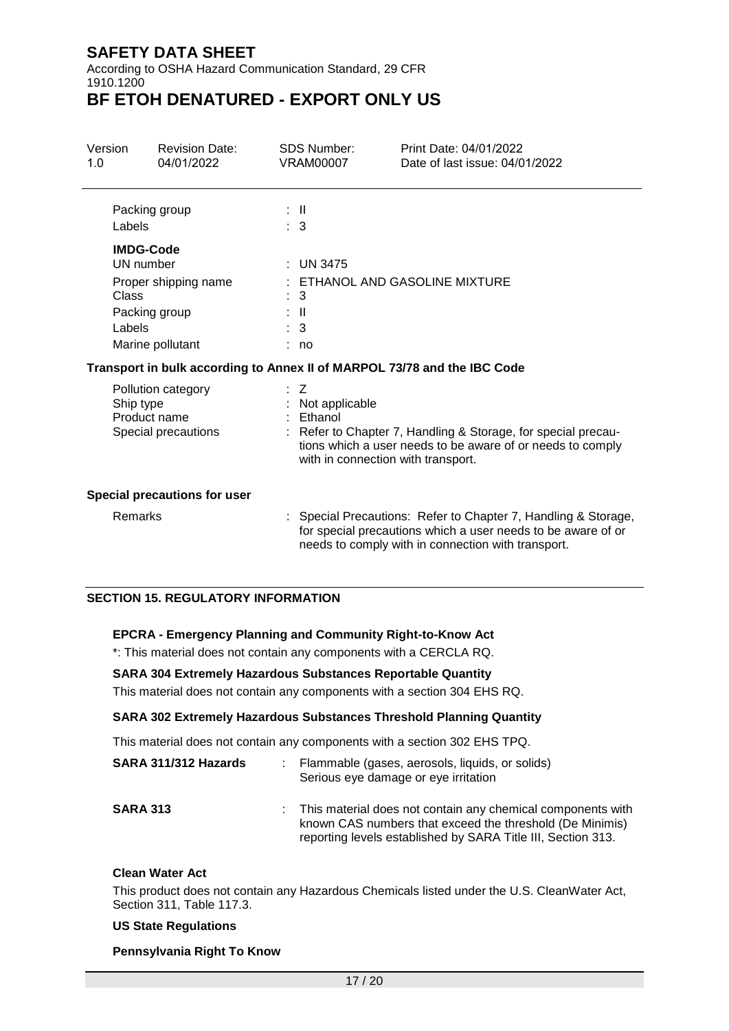| | |
|---|---|
| Packing group | : II |
| Labels | : 3 |

**IMDG-Code**

| | |
|---|---|
| UN number | : UN 3475 |
| Proper shipping name | : ETHANOL AND GASOLINE MIXTURE |
| Class | : 3 |
| Packing group | : II |
| Labels | : 3 |
| Marine pollutant | : no |

**Transport in bulk according to Annex II of MARPOL 73/78 and the IBC Code**

| | |
|---|---|
| Pollution category | : Z |
| Ship type | : Not applicable |
| Product name | : Ethanol |
| Special precautions | : Refer to Chapter 7, Handling & Storage, for special precautions which a user needs to be aware of or needs to comply with in connection with transport. |

**Special precautions for user**

| | |
|---|---|
| Remarks | : Special Precautions: Refer to Chapter 7, Handling & Storage, for special precautions which a user needs to be aware of or needs to comply with in connection with transport. |

## SECTION 15. REGULATORY INFORMATION

**EPCRA - Emergency Planning and Community Right-to-Know Act**

*: This material does not contain any components with a CERCLA RQ.

**SARA 304 Extremely Hazardous Substances Reportable Quantity**

This material does not contain any components with a section 304 EHS RQ.

**SARA 302 Extremely Hazardous Substances Threshold Planning Quantity**

This material does not contain any components with a section 302 EHS TPQ.

| | |
|---|---|
| **SARA 311/312 Hazards** | : Flammable (gases, aerosols, liquids, or solids)<br>Serious eye damage or eye irritation |
| **SARA 313** | : This material does not contain any chemical components with known CAS numbers that exceed the threshold (De Minimis) reporting levels established by SARA Title III, Section 313. |

**Clean Water Act**

This product does not contain any Hazardous Chemicals listed under the U.S. CleanWater Act, Section 311, Table 117.3.

**US State Regulations**

**Pennsylvania Right To Know**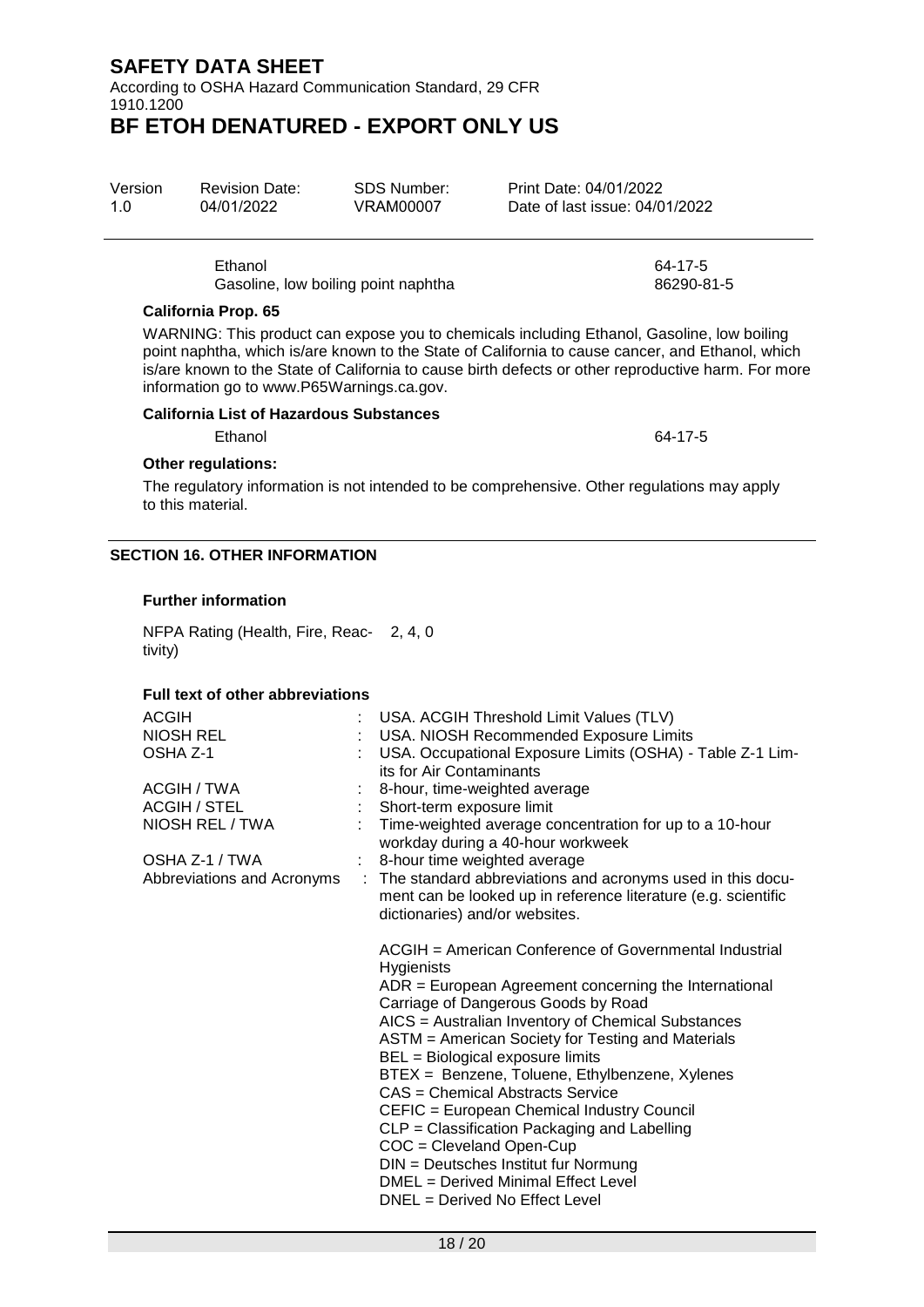| | |
|---|---|
| Ethanol | 64-17-5 |
| Gasoline, low boiling point naphtha | 86290-81-5 |

**California Prop. 65**

WARNING: This product can expose you to chemicals including Ethanol, Gasoline, low boiling point naphtha, which is/are known to the State of California to cause cancer, and Ethanol, which is/are known to the State of California to cause birth defects or other reproductive harm. For more information go to www.P65Warnings.ca.gov.

**California List of Hazardous Substances**

| | |
|---|---|
| Ethanol | 64-17-5 |

**Other regulations:**

The regulatory information is not intended to be comprehensive. Other regulations may apply to this material.

## SECTION 16. OTHER INFORMATION

**Further information**

NFPA Rating (Health, Fire, Reactivity) 2, 4, 0

**Full text of other abbreviations**

| | |
|---|---|
| ACGIH | : USA. ACGIH Threshold Limit Values (TLV) |
| NIOSH REL | : USA. NIOSH Recommended Exposure Limits |
| OSHA Z-1 | : USA. Occupational Exposure Limits (OSHA) - Table Z-1 Limits for Air Contaminants |
| ACGIH / TWA | : 8-hour, time-weighted average |
| ACGIH / STEL | : Short-term exposure limit |
| NIOSH REL / TWA | : Time-weighted average concentration for up to a 10-hour workday during a 40-hour workweek |
| OSHA Z-1 / TWA | : 8-hour time weighted average |
| Abbreviations and Acronyms | : The standard abbreviations and acronyms used in this document can be looked up in reference literature (e.g. scientific dictionaries) and/or websites. |

ACGIH = American Conference of Governmental Industrial Hygienists
ADR = European Agreement concerning the International Carriage of Dangerous Goods by Road
AICS = Australian Inventory of Chemical Substances
ASTM = American Society for Testing and Materials
BEL = Biological exposure limits
BTEX = Benzene, Toluene, Ethylbenzene, Xylenes
CAS = Chemical Abstracts Service
CEFIC = European Chemical Industry Council
CLP = Classification Packaging and Labelling
COC = Cleveland Open-Cup
DIN = Deutsches Institut fur Normung
DMEL = Derived Minimal Effect Level
DNEL = Derived No Effect Level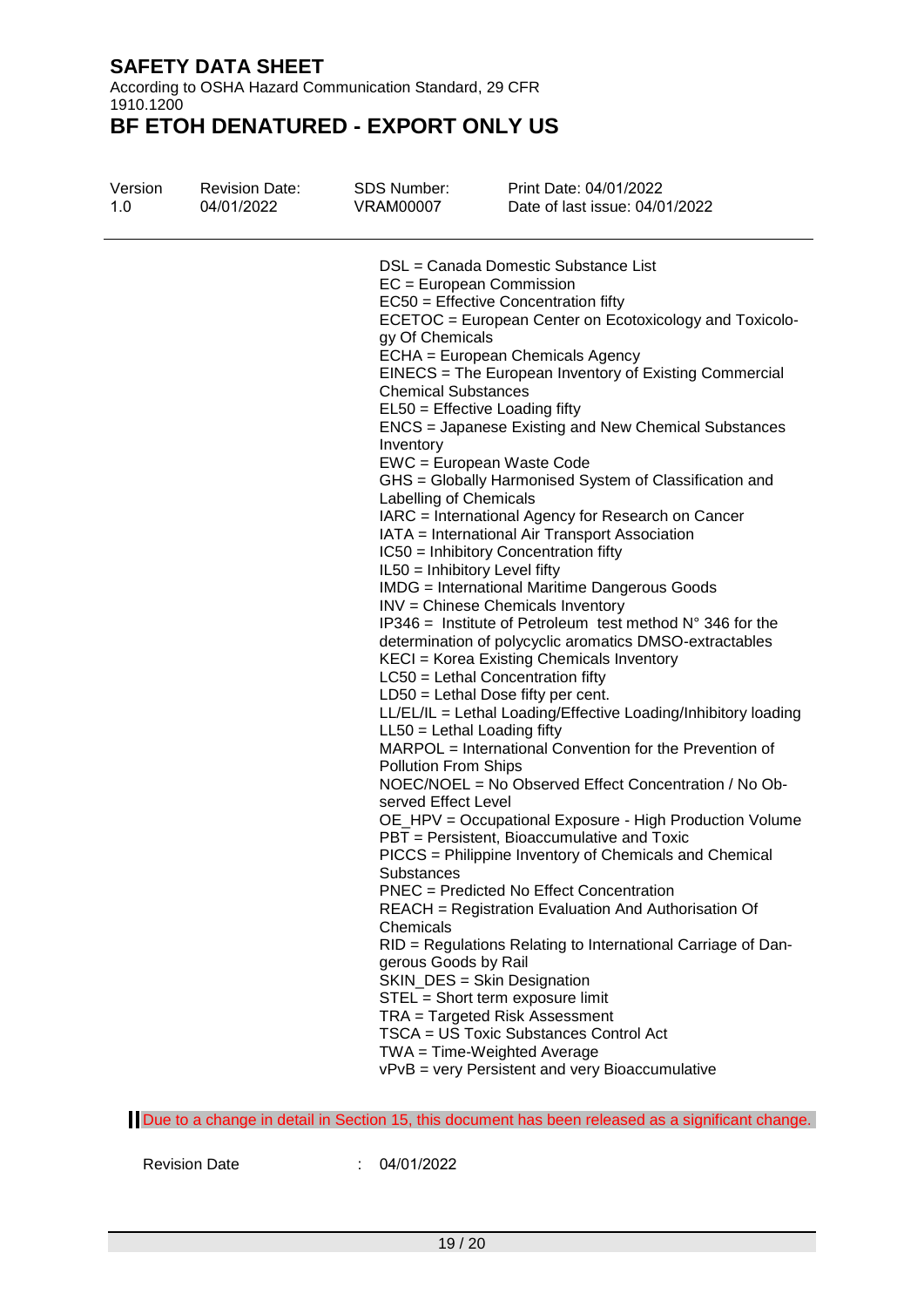DSL = Canada Domestic Substance List
EC = European Commission
EC50 = Effective Concentration fifty
ECETOC = European Center on Ecotoxicology and Toxicology Of Chemicals
ECHA = European Chemicals Agency
EINECS = The European Inventory of Existing Commercial Chemical Substances
EL50 = Effective Loading fifty
ENCS = Japanese Existing and New Chemical Substances Inventory
EWC = European Waste Code
GHS = Globally Harmonised System of Classification and Labelling of Chemicals
IARC = International Agency for Research on Cancer
IATA = International Air Transport Association
IC50 = Inhibitory Concentration fifty
IL50 = Inhibitory Level fifty
IMDG = International Maritime Dangerous Goods
INV = Chinese Chemicals Inventory
IP346 = Institute of Petroleum test method N° 346 for the determination of polycyclic aromatics DMSO-extractables
KECI = Korea Existing Chemicals Inventory
LC50 = Lethal Concentration fifty
LD50 = Lethal Dose fifty per cent.
LL/EL/IL = Lethal Loading/Effective Loading/Inhibitory loading
LL50 = Lethal Loading fifty
MARPOL = International Convention for the Prevention of Pollution From Ships
NOEC/NOEL = No Observed Effect Concentration / No Observed Effect Level
OE_HPV = Occupational Exposure - High Production Volume
PBT = Persistent, Bioaccumulative and Toxic
PICCS = Philippine Inventory of Chemicals and Chemical Substances
PNEC = Predicted No Effect Concentration
REACH = Registration Evaluation And Authorisation Of Chemicals
RID = Regulations Relating to International Carriage of Dangerous Goods by Rail
SKIN_DES = Skin Designation
STEL = Short term exposure limit
TRA = Targeted Risk Assessment
TSCA = US Toxic Substances Control Act
TWA = Time-Weighted Average
vPvB = very Persistent and very Bioaccumulative

Due to a change in detail in Section 15, this document has been released as a significant change.

Revision Date : 04/01/2022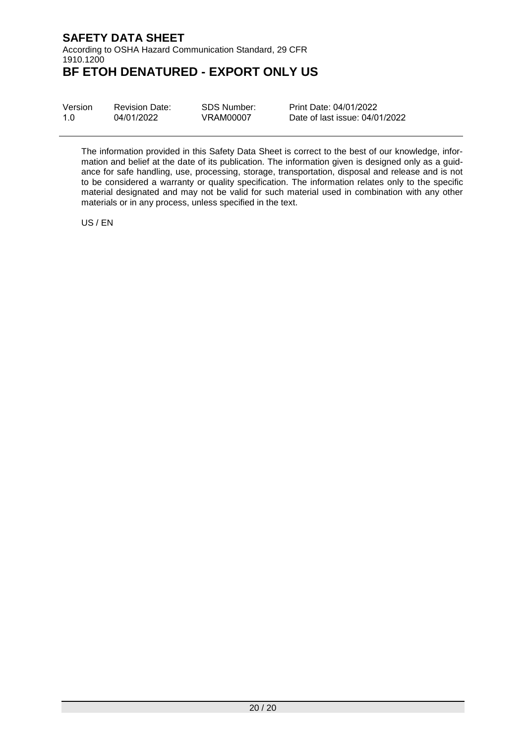The information provided in this Safety Data Sheet is correct to the best of our knowledge, information and belief at the date of its publication. The information given is designed only as a guidance for safe handling, use, processing, storage, transportation, disposal and release and is not to be considered a warranty or quality specification. The information relates only to the specific material designated and may not be valid for such material used in combination with any other materials or in any process, unless specified in the text.

US / EN